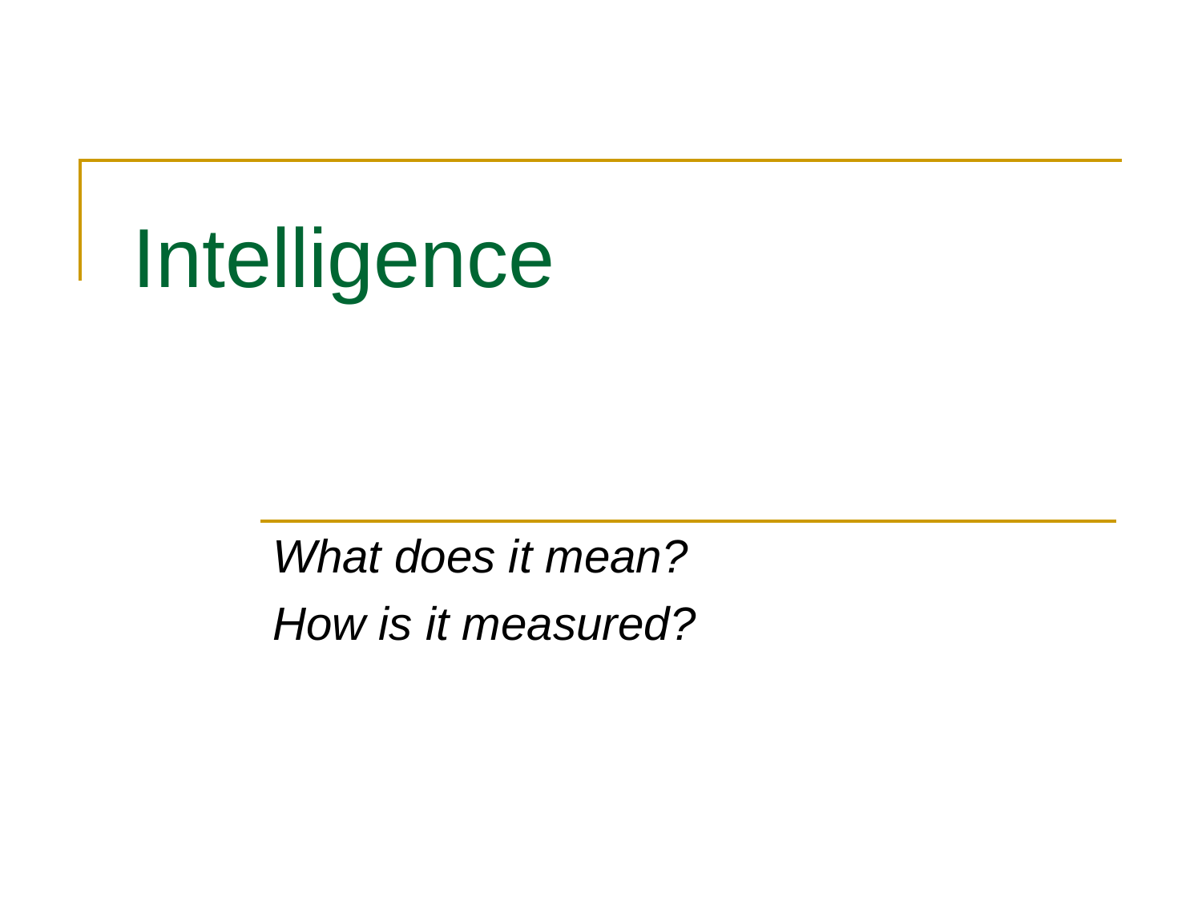# Intelligence

*What does it mean?*

*How is it measured?*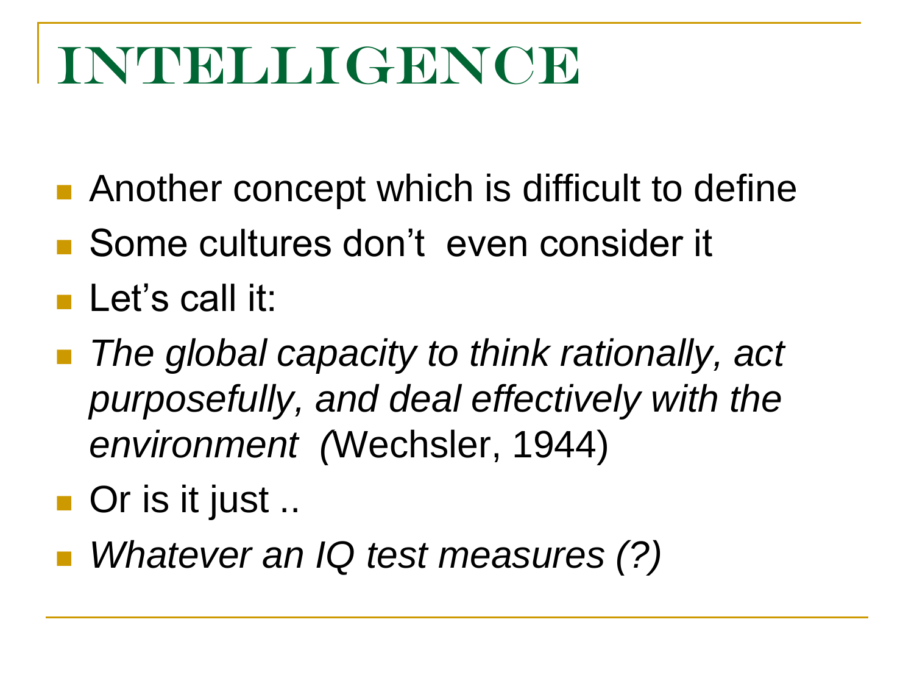# INTELLIGENCE

- Another concept which is difficult to define
- Some cultures don't even consider it
- Let's call it:
- *The global capacity to think rationally, act purposefully, and deal effectively with the environment (*Wechsler, 1944)
- Or is it just ..
- *Whatever an IQ test measures (?)*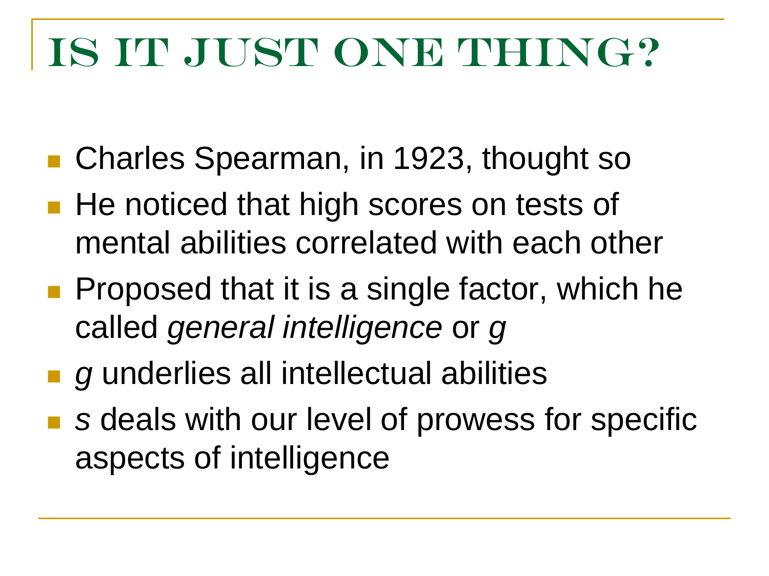# Is It Just One Thing?

- Charles Spearman, in 1923, thought so
- He noticed that high scores on tests of mental abilities correlated with each other
- Proposed that it is a single factor, which he called *general intelligence* or *g*
- *g* underlies all intellectual abilities
- *s* deals with our level of prowess for specific aspects of intelligence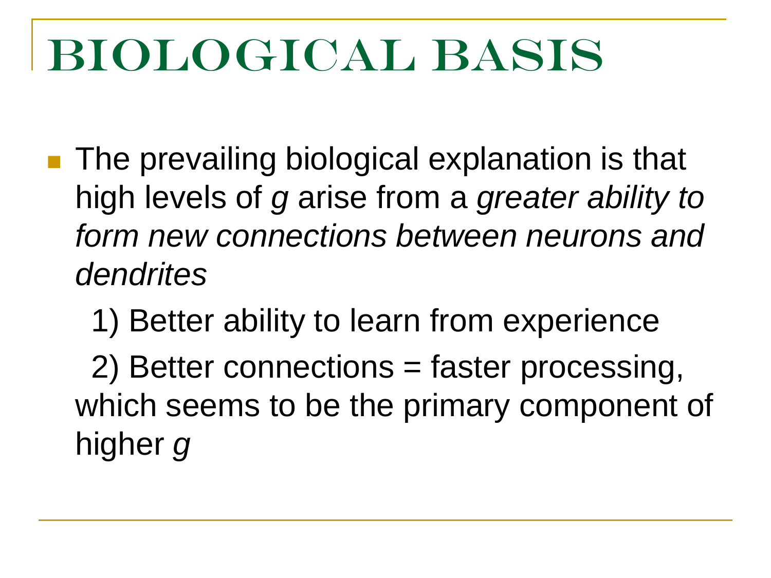# Biological Basis

- The prevailing biological explanation is that high levels of *g* arise from a *greater ability to form new connections between neurons and dendrites*

  1) Better ability to learn from experience

  2) Better connections = faster processing, which seems to be the primary component of higher *g*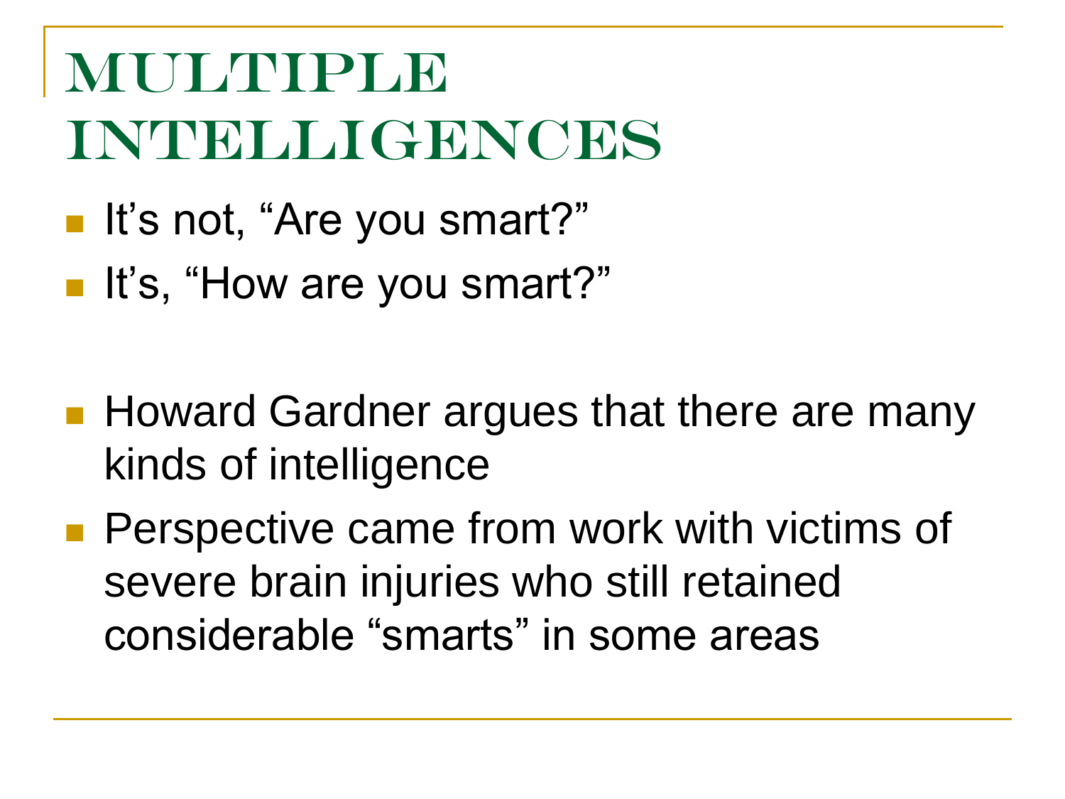# Multiple Intelligences

- It's not, "Are you smart?"
- It's, "How are you smart?"

- Howard Gardner argues that there are many kinds of intelligence
- Perspective came from work with victims of severe brain injuries who still retained considerable "smarts" in some areas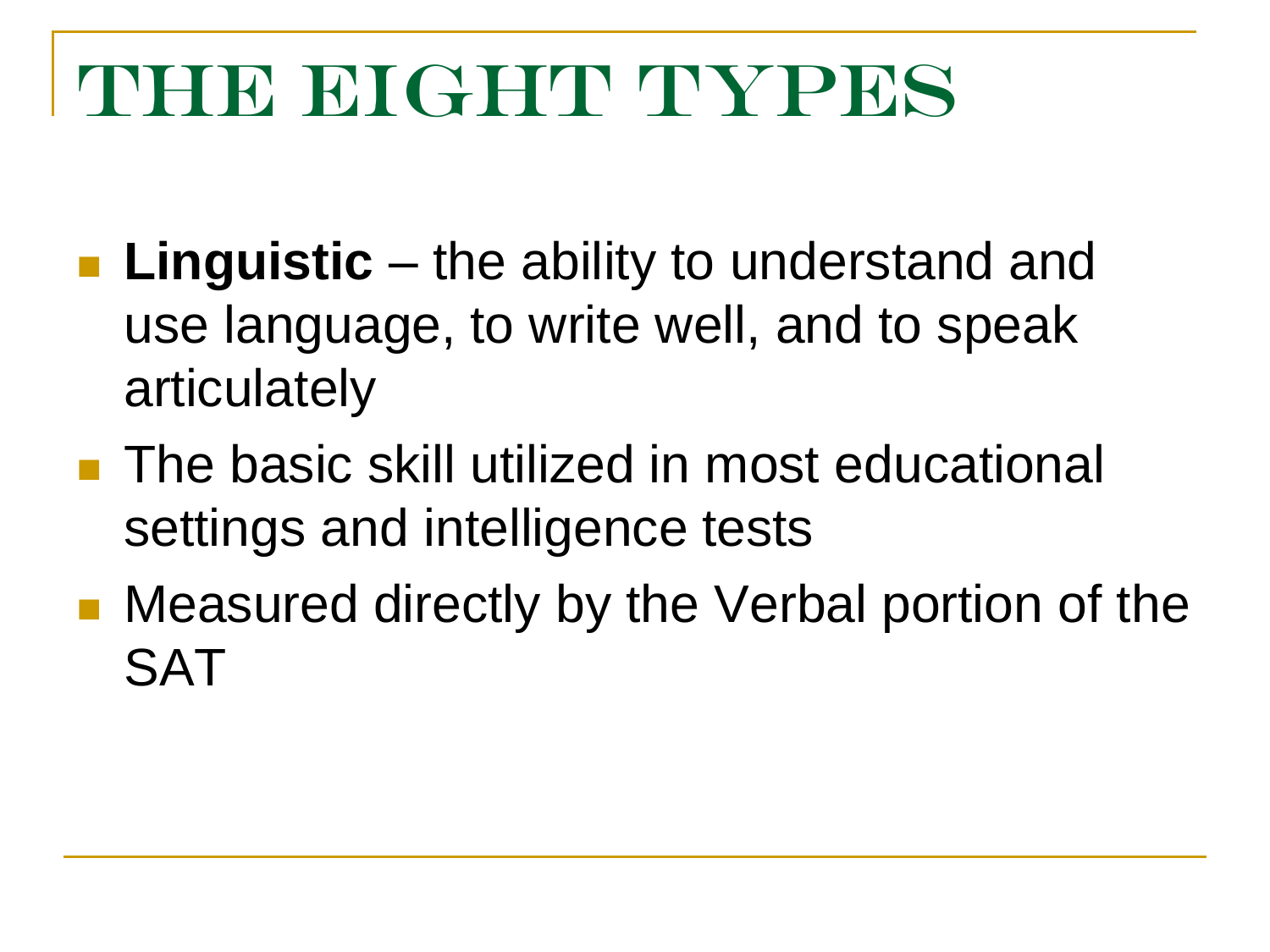# The Eight Types

- **Linguistic** – the ability to understand and use language, to write well, and to speak articulately
- The basic skill utilized in most educational settings and intelligence tests
- Measured directly by the Verbal portion of the SAT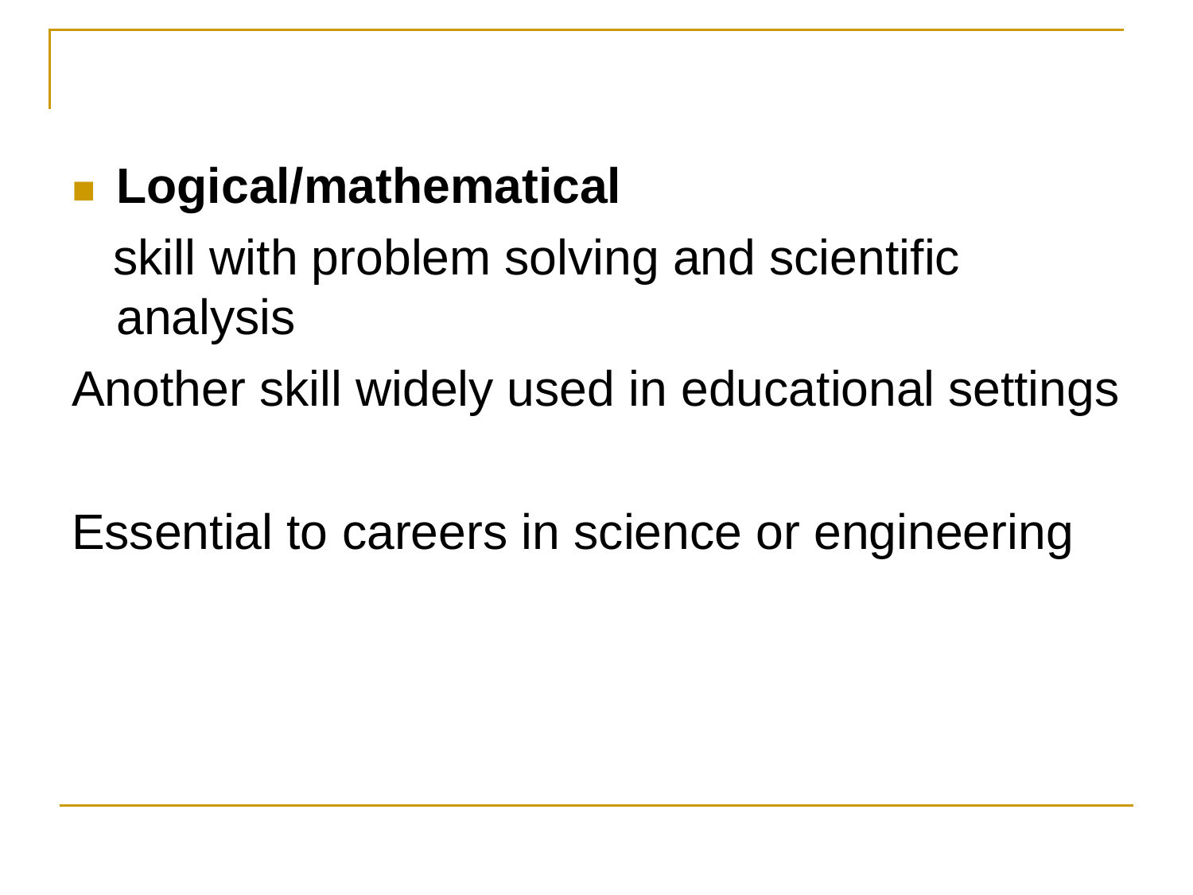- **Logical/mathematical**

  skill with problem solving and scientific analysis

Another skill widely used in educational settings

Essential to careers in science or engineering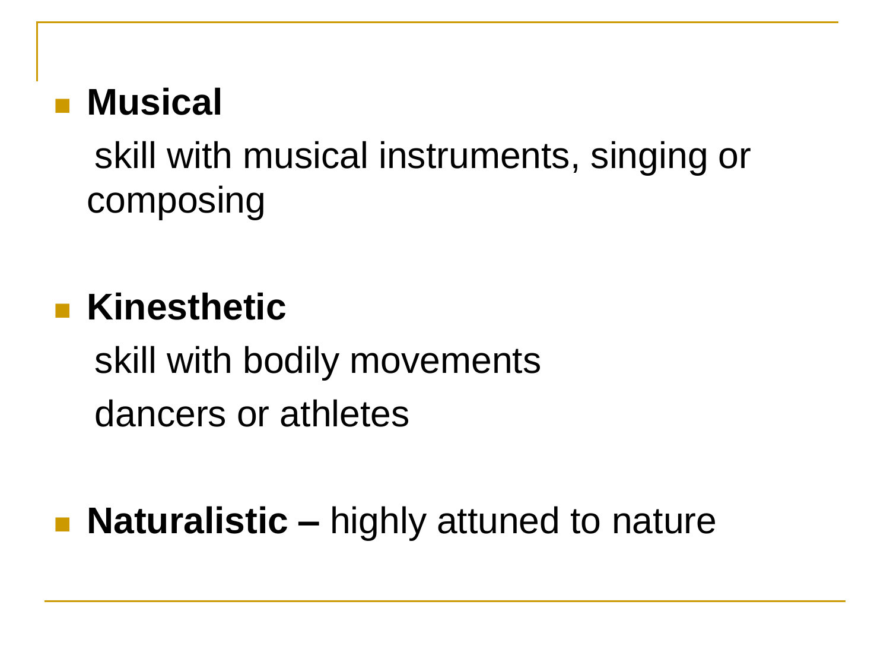- **Musical**

  skill with musical instruments, singing or composing

- **Kinesthetic**

  skill with bodily movements

  dancers or athletes

- **Naturalistic –** highly attuned to nature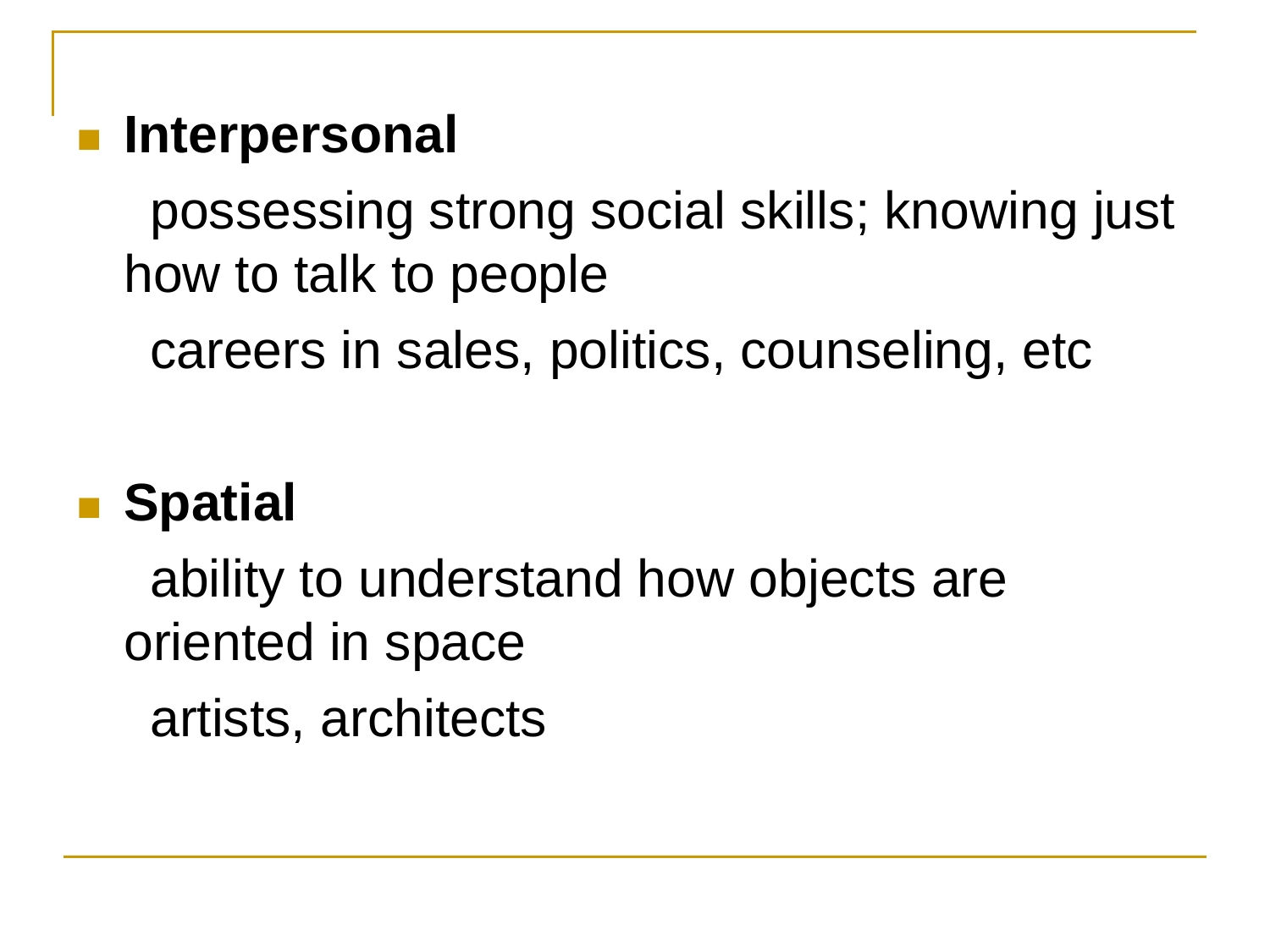- **Interpersonal**

  possessing strong social skills; knowing just how to talk to people

  careers in sales, politics, counseling, etc

- **Spatial**

  ability to understand how objects are oriented in space

  artists, architects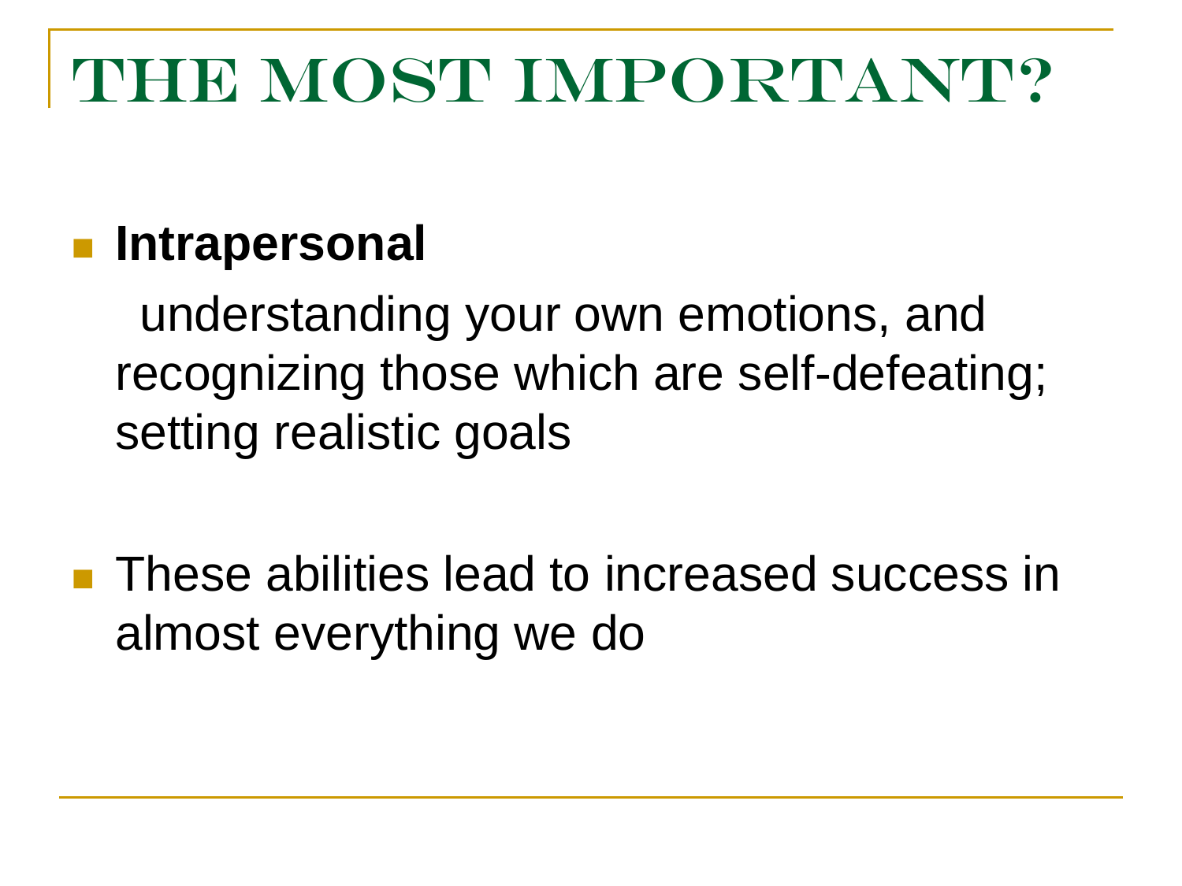# The Most Important?

- **Intrapersonal**

  understanding your own emotions, and recognizing those which are self-defeating; setting realistic goals

- These abilities lead to increased success in almost everything we do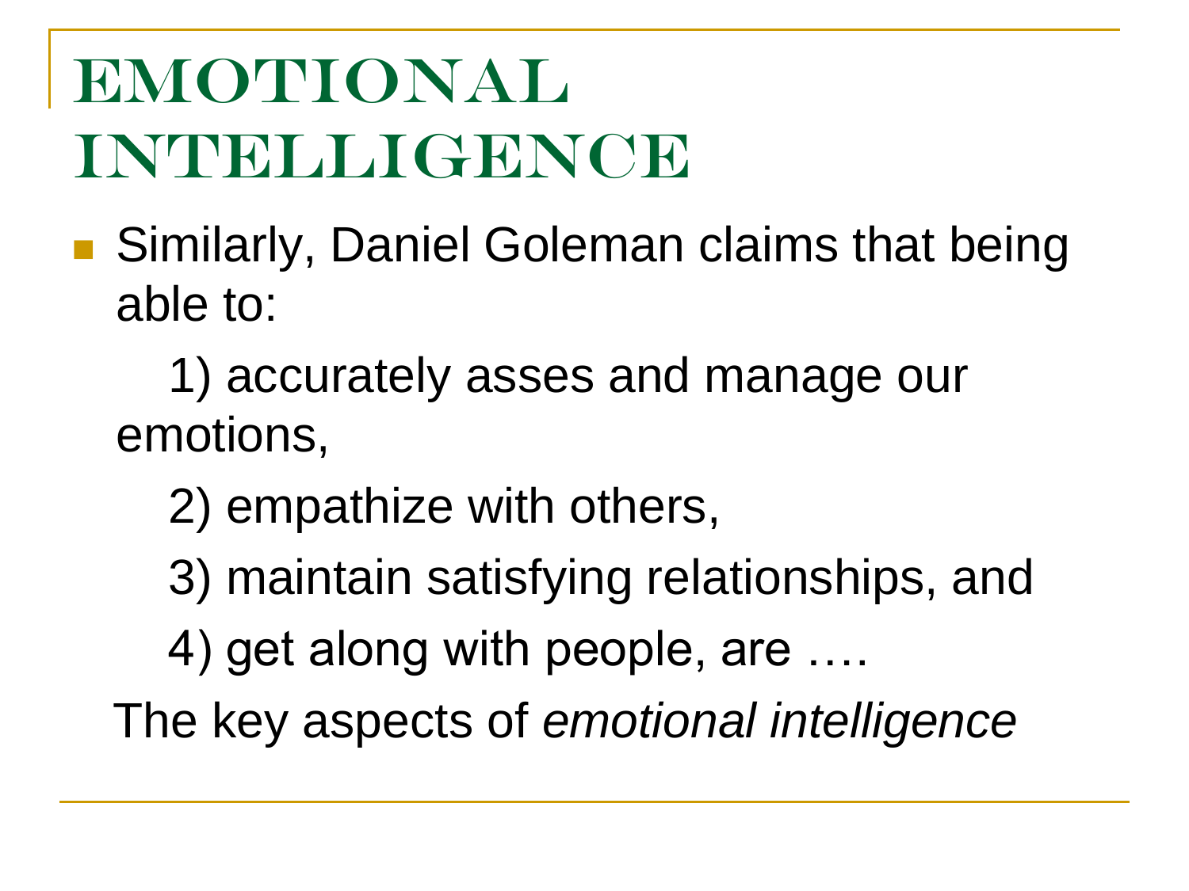# Emotional Intelligence

- Similarly, Daniel Goleman claims that being able to:

  1) accurately asses and manage our emotions,

  2) empathize with others,

  3) maintain satisfying relationships, and

  4) get along with people, are ….

  The key aspects of *emotional intelligence*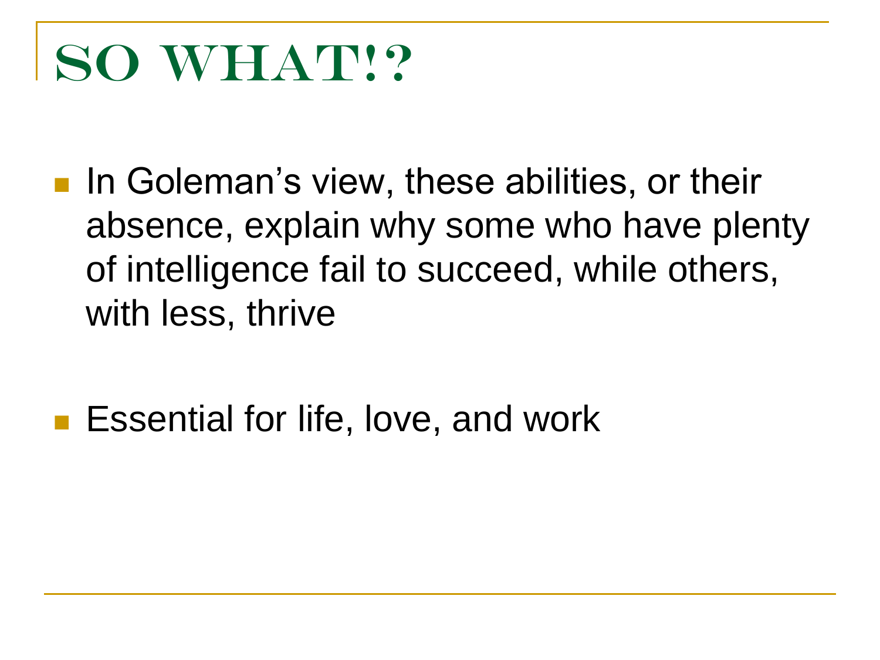# SO WHAT!?

- In Goleman's view, these abilities, or their absence, explain why some who have plenty of intelligence fail to succeed, while others, with less, thrive

- Essential for life, love, and work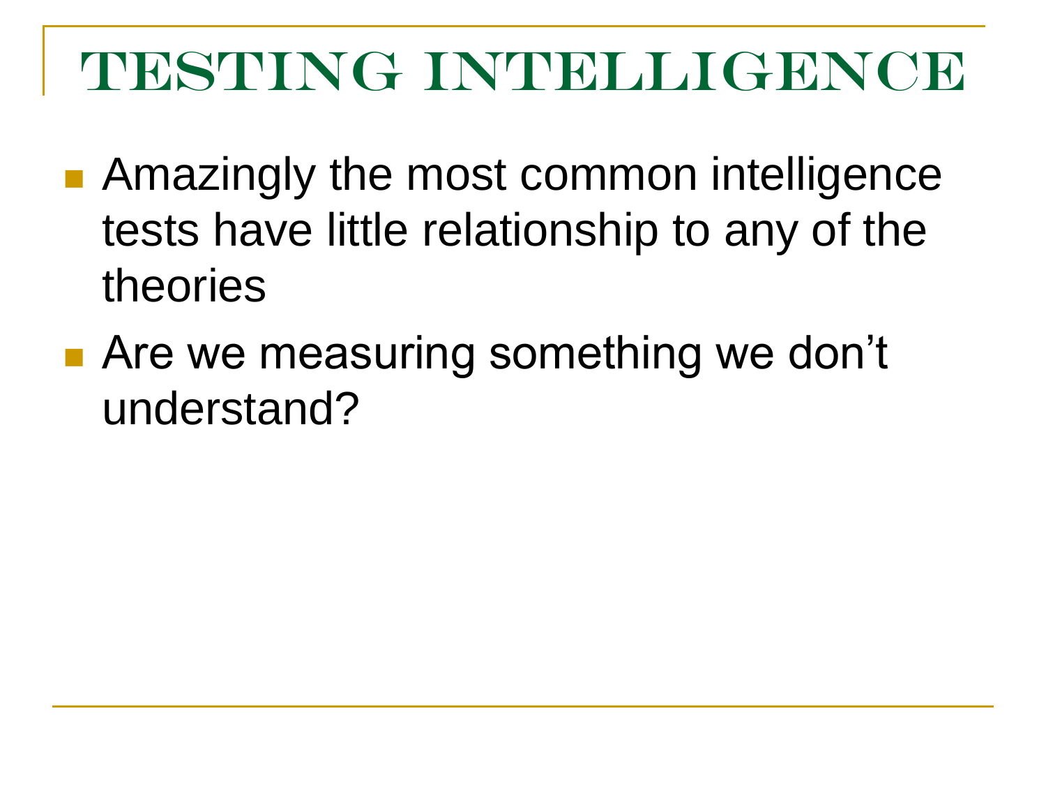# Testing Intelligence

- Amazingly the most common intelligence tests have little relationship to any of the theories
- Are we measuring something we don't understand?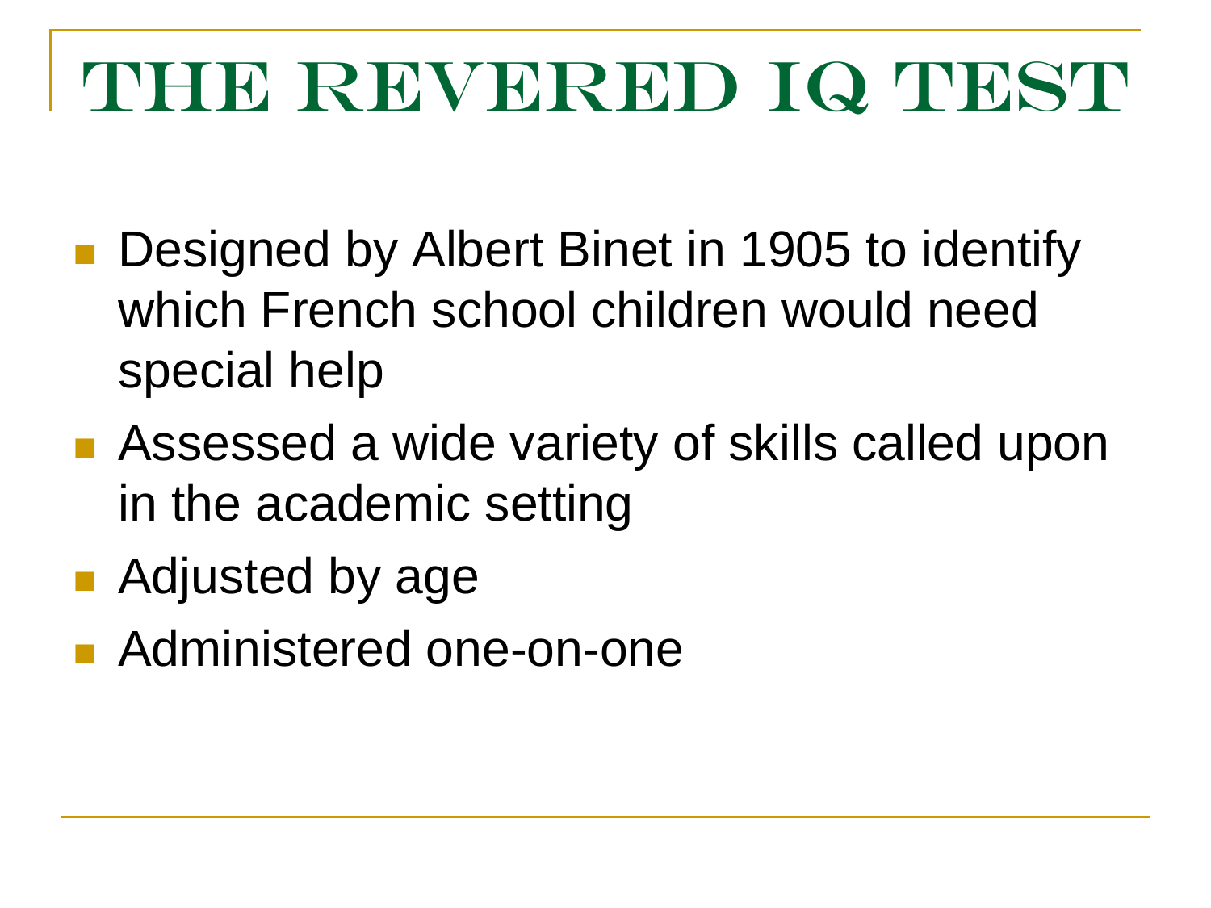# The Revered IQ Test

- Designed by Albert Binet in 1905 to identify which French school children would need special help
- Assessed a wide variety of skills called upon in the academic setting
- Adjusted by age
- Administered one-on-one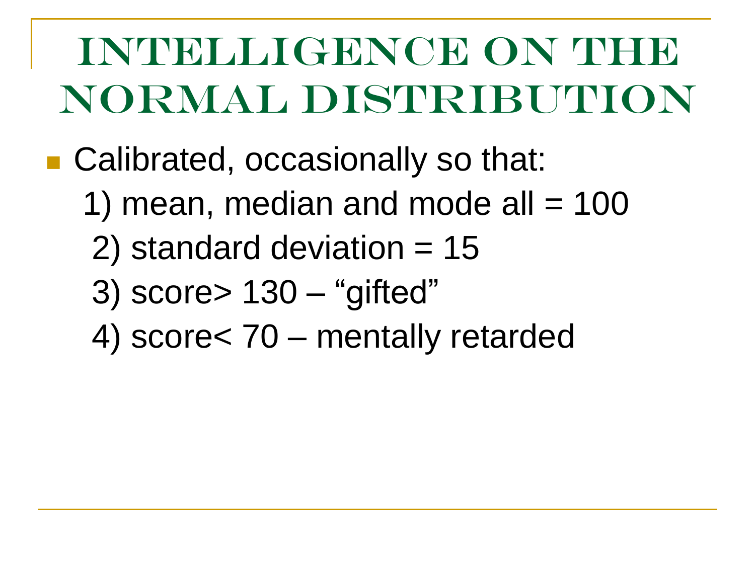# Intelligence on the Normal Distribution

- Calibrated, occasionally so that:
  1) mean, median and mode all = 100
  2) standard deviation = 15
  3) score> 130 – "gifted"
  4) score< 70 – mentally retarded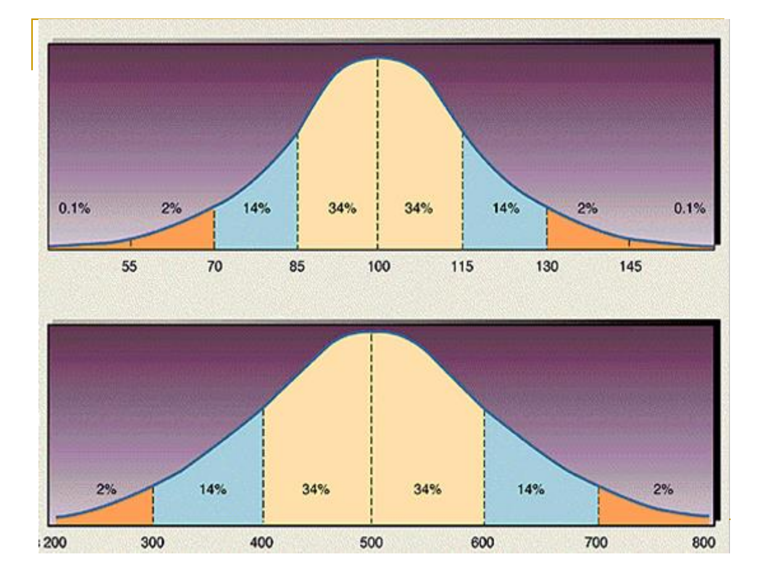0.1%
2%
14%
34%
34%
14%
2%
0.1%

55
70
85
100
115
130
145

2%
14%
34%
34%
14%
2%

200
300
400
500
600
700
800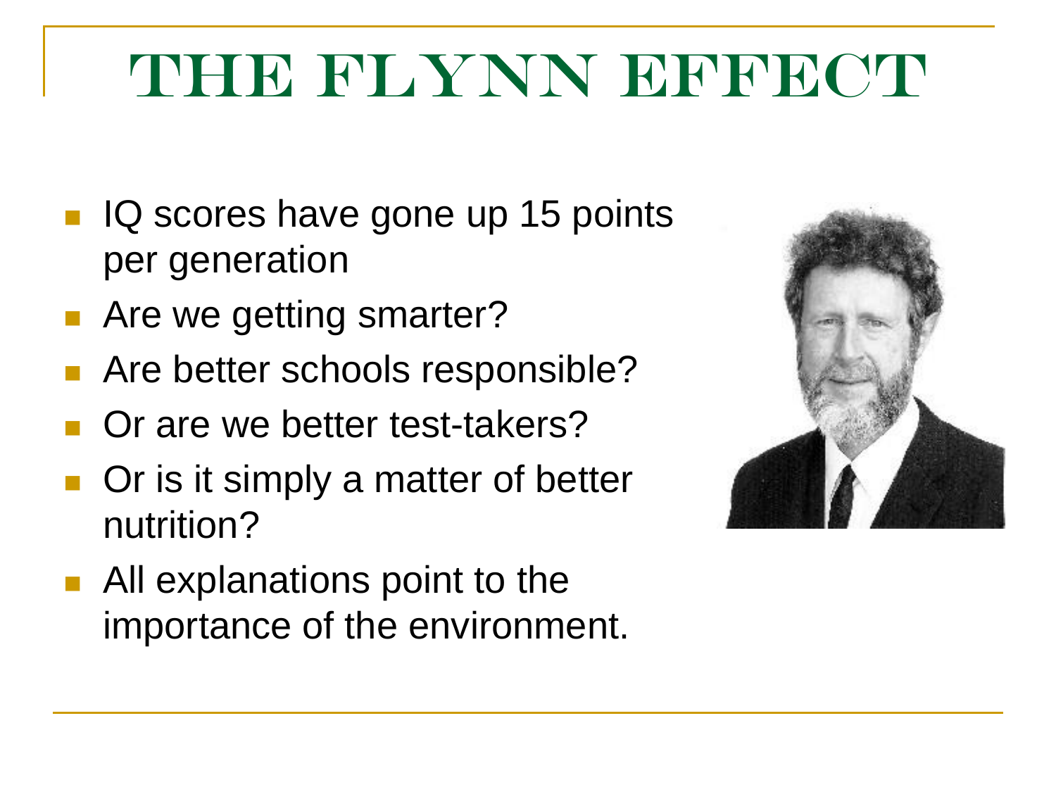# THE FLYNN EFFECT

- IQ scores have gone up 15 points per generation
- Are we getting smarter?
- Are better schools responsible?
- Or are we better test-takers?
- Or is it simply a matter of better nutrition?
- All explanations point to the importance of the environment.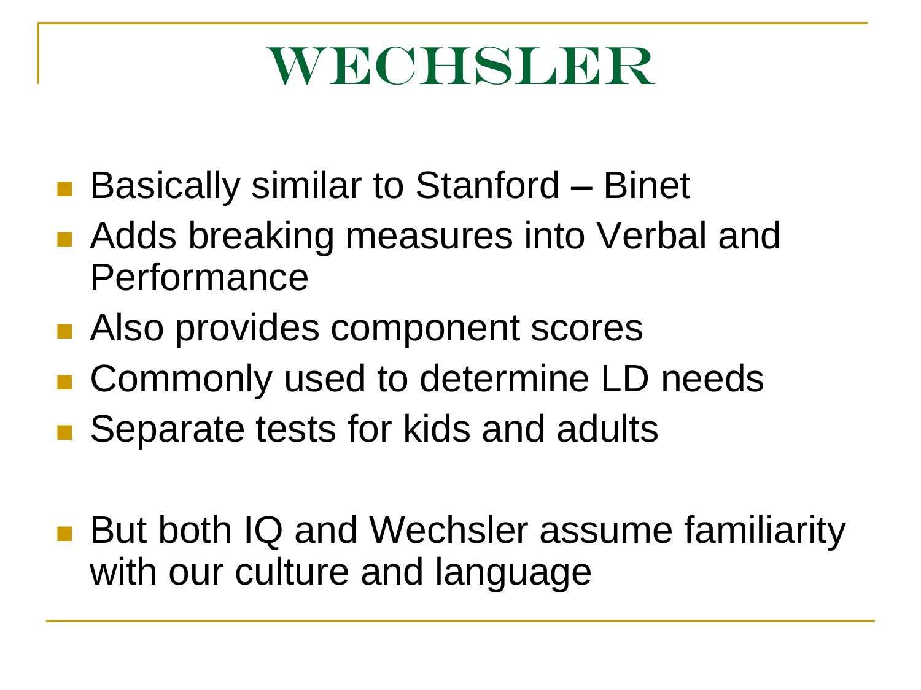# Wechsler

- Basically similar to Stanford – Binet
- Adds breaking measures into Verbal and Performance
- Also provides component scores
- Commonly used to determine LD needs
- Separate tests for kids and adults

- But both IQ and Wechsler assume familiarity with our culture and language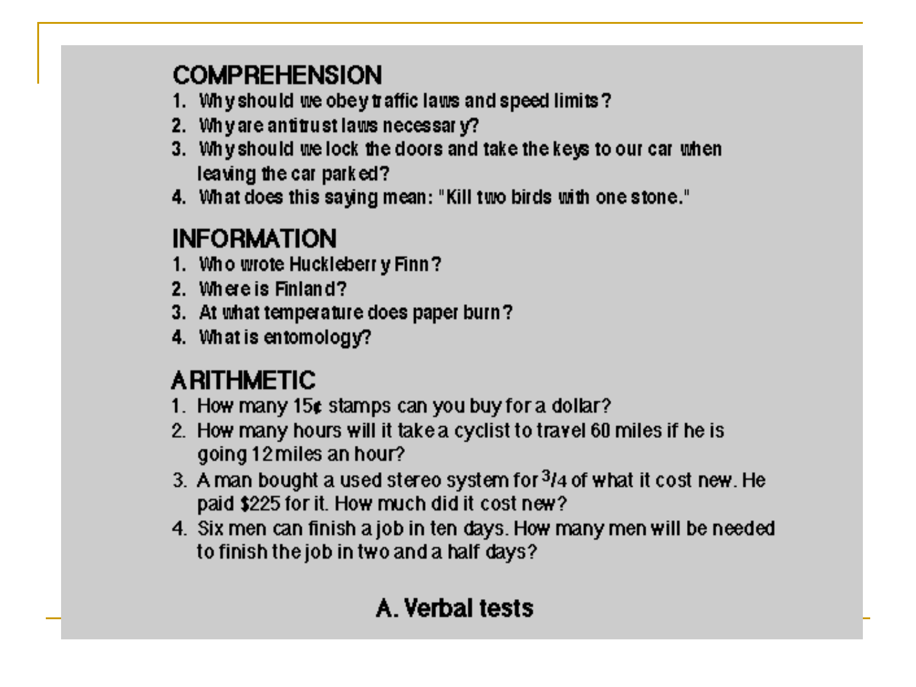## COMPREHENSION

1. Why should we obey traffic laws and speed limits?
2. Why are antitrust laws necessary?
3. Why should we lock the doors and take the keys to our car when leaving the car parked?
4. What does this saying mean: "Kill two birds with one stone."

## INFORMATION

1. Who wrote Huckleberry Finn?
2. Where is Finland?
3. At what temperature does paper burn?
4. What is entomology?

## ARITHMETIC

1. How many 15¢ stamps can you buy for a dollar?
2. How many hours will it take a cyclist to travel 60 miles if he is going 12 miles an hour?
3. A man bought a used stereo system for $^3/_4$ of what it cost new. He paid $225 for it. How much did it cost new?
4. Six men can finish a job in ten days. How many men will be needed to finish the job in two and a half days?

A. Verbal tests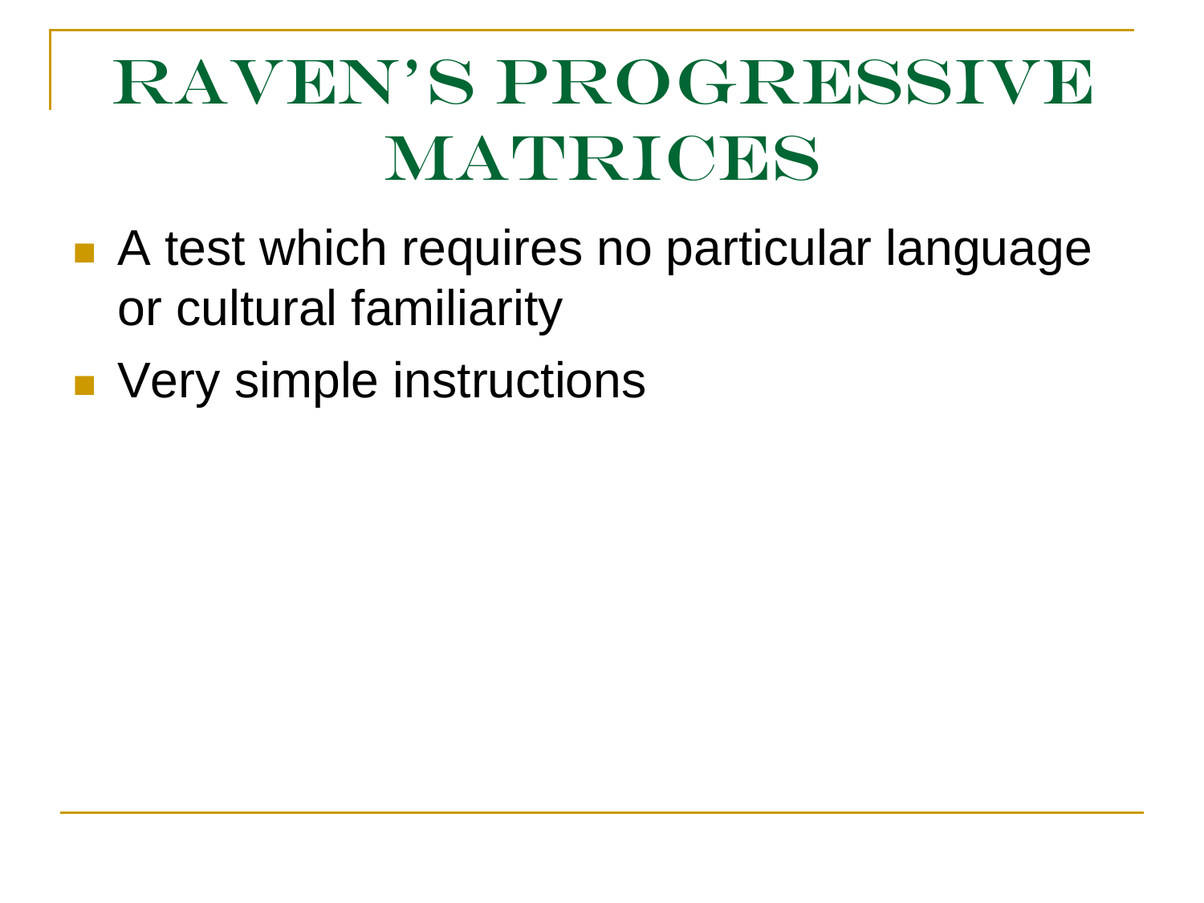# Raven's Progressive Matrices

- A test which requires no particular language or cultural familiarity
- Very simple instructions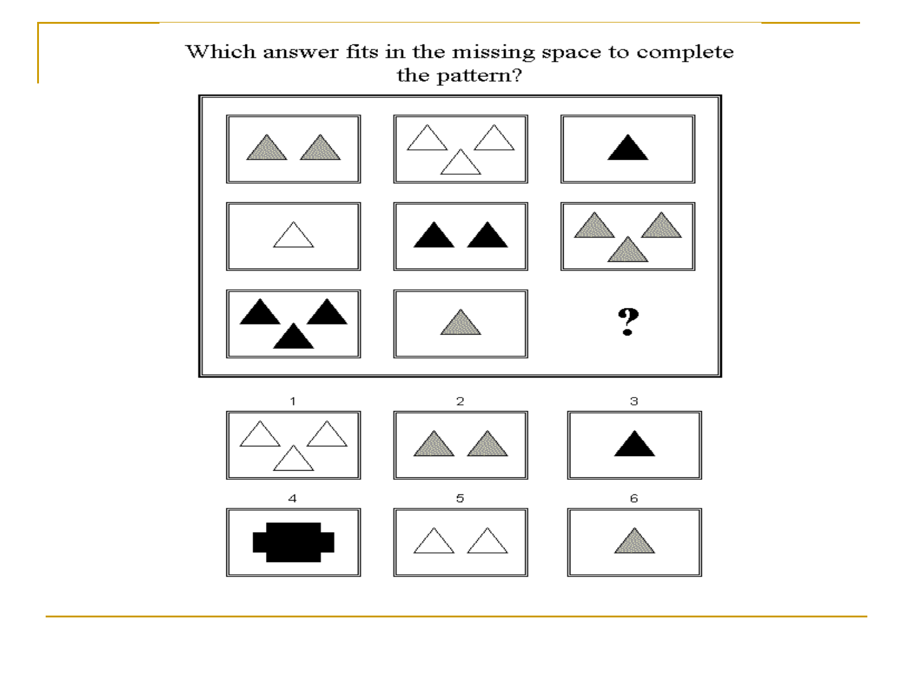Which answer fits in the missing space to complete the pattern?

?

1

2

3

4

5

6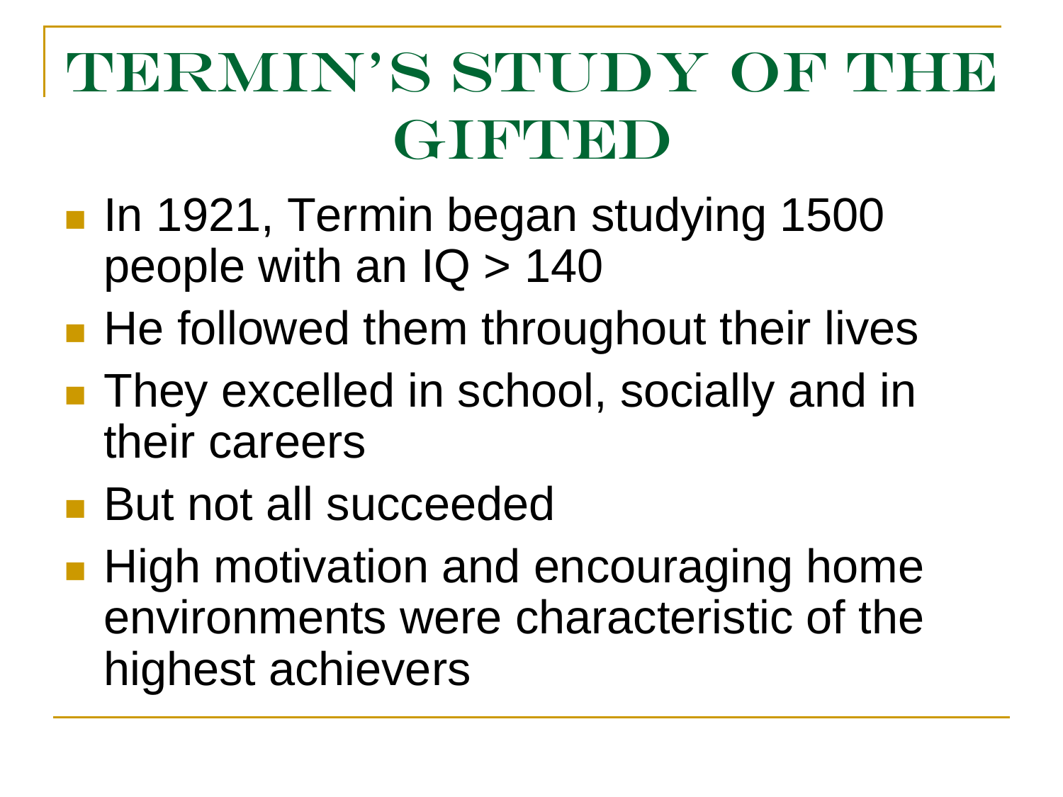# Termin's Study of the Gifted

- In 1921, Termin began studying 1500 people with an IQ > 140
- He followed them throughout their lives
- They excelled in school, socially and in their careers
- But not all succeeded
- High motivation and encouraging home environments were characteristic of the highest achievers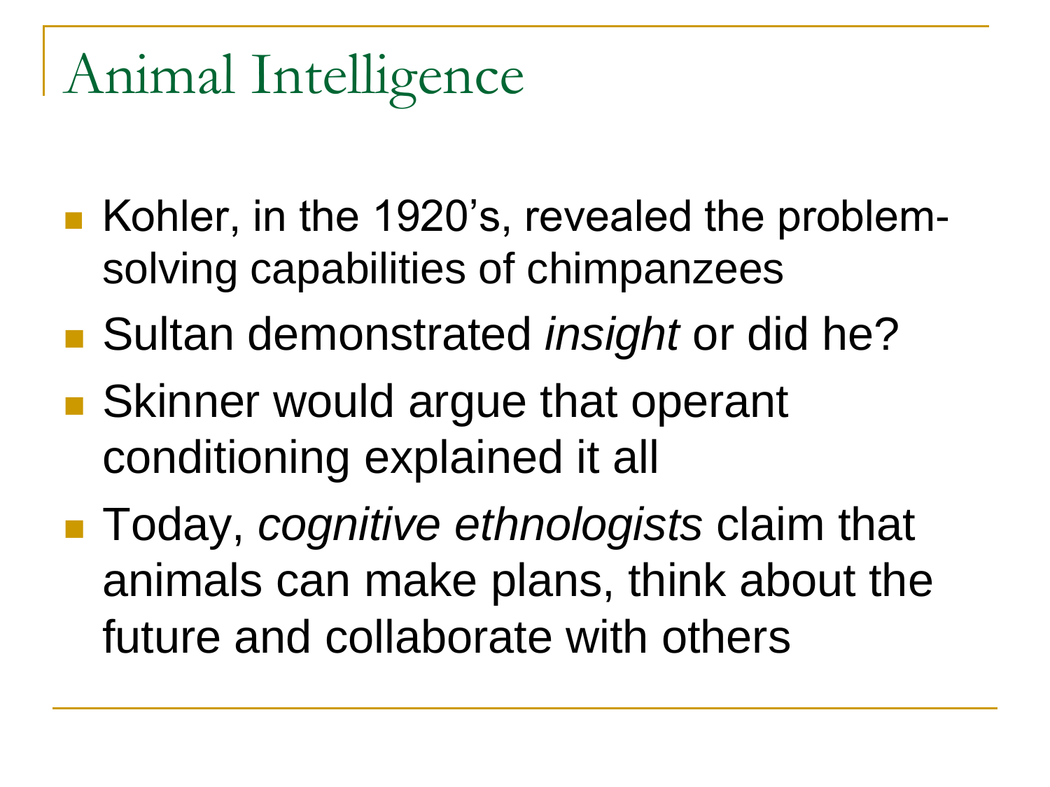# Animal Intelligence

- Kohler, in the 1920's, revealed the problem-solving capabilities of chimpanzees
- Sultan demonstrated *insight* or did he?
- Skinner would argue that operant conditioning explained it all
- Today, *cognitive ethnologists* claim that animals can make plans, think about the future and collaborate with others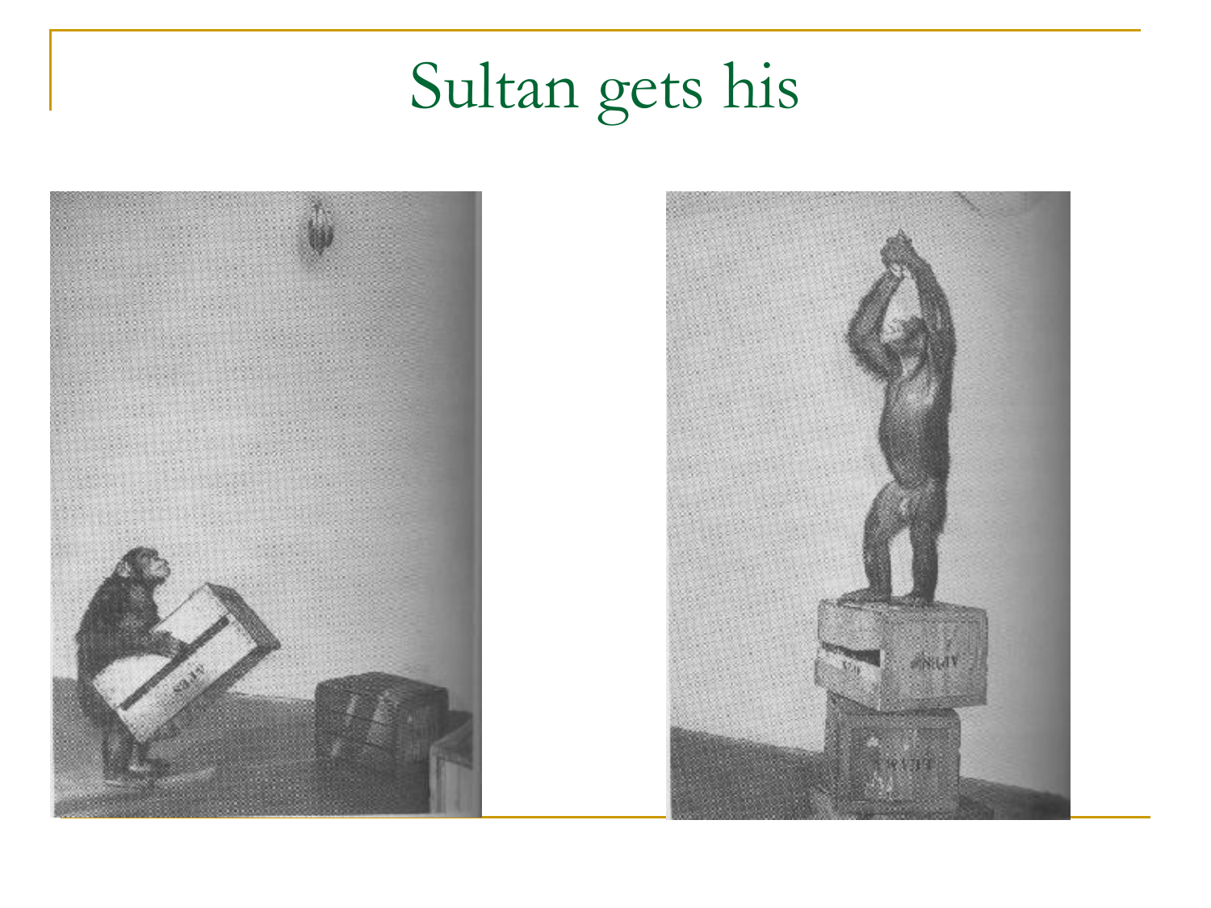# Sultan gets his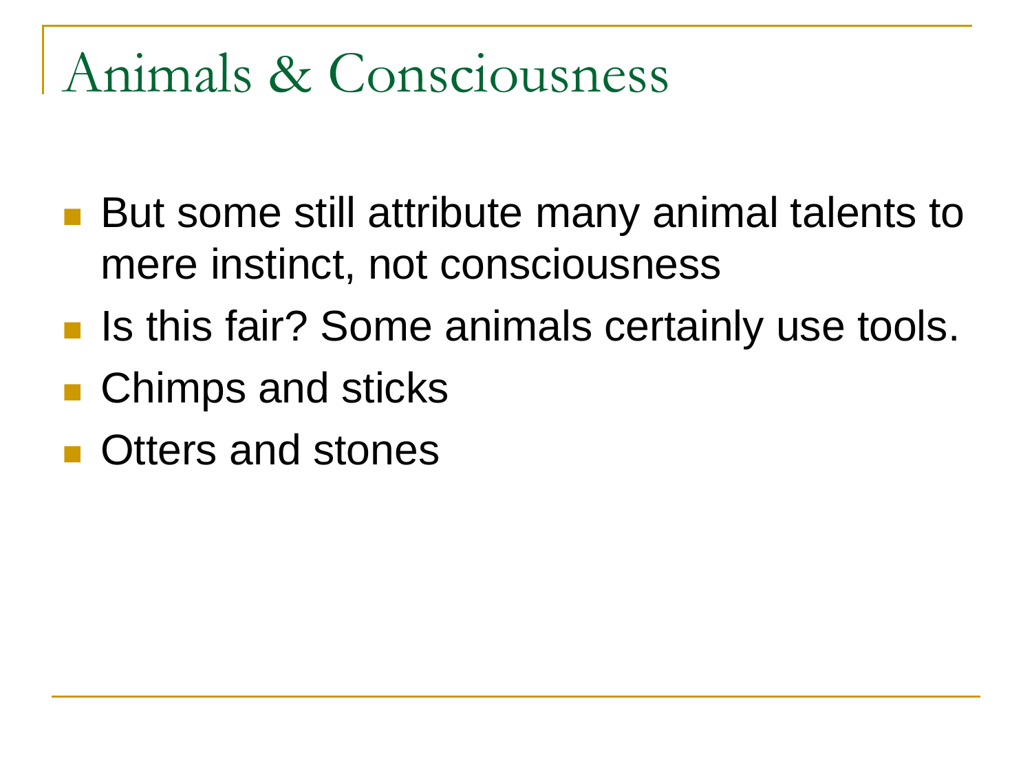# Animals & Consciousness

- But some still attribute many animal talents to mere instinct, not consciousness
- Is this fair? Some animals certainly use tools.
- Chimps and sticks
- Otters and stones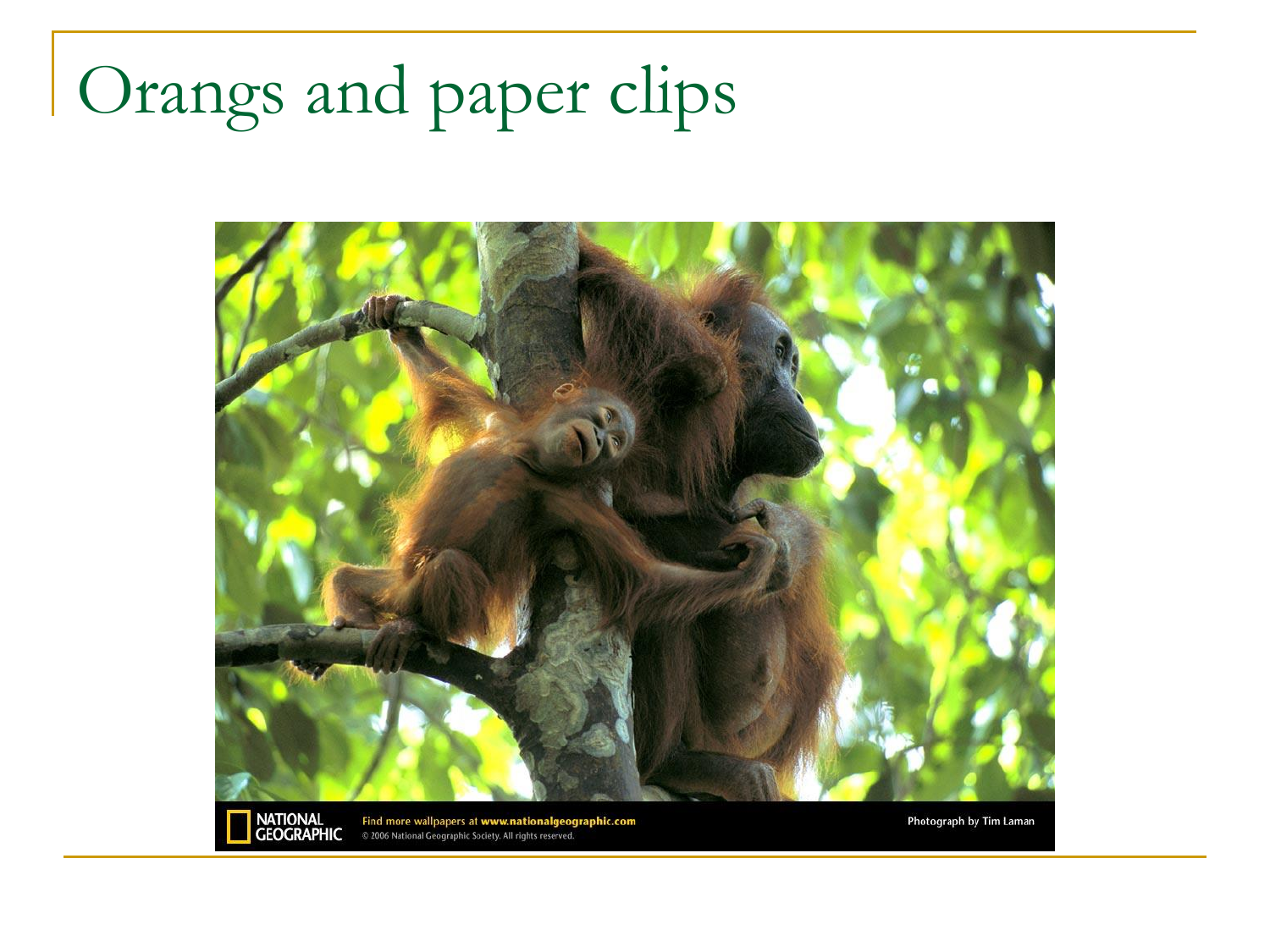# Orangs and paper clips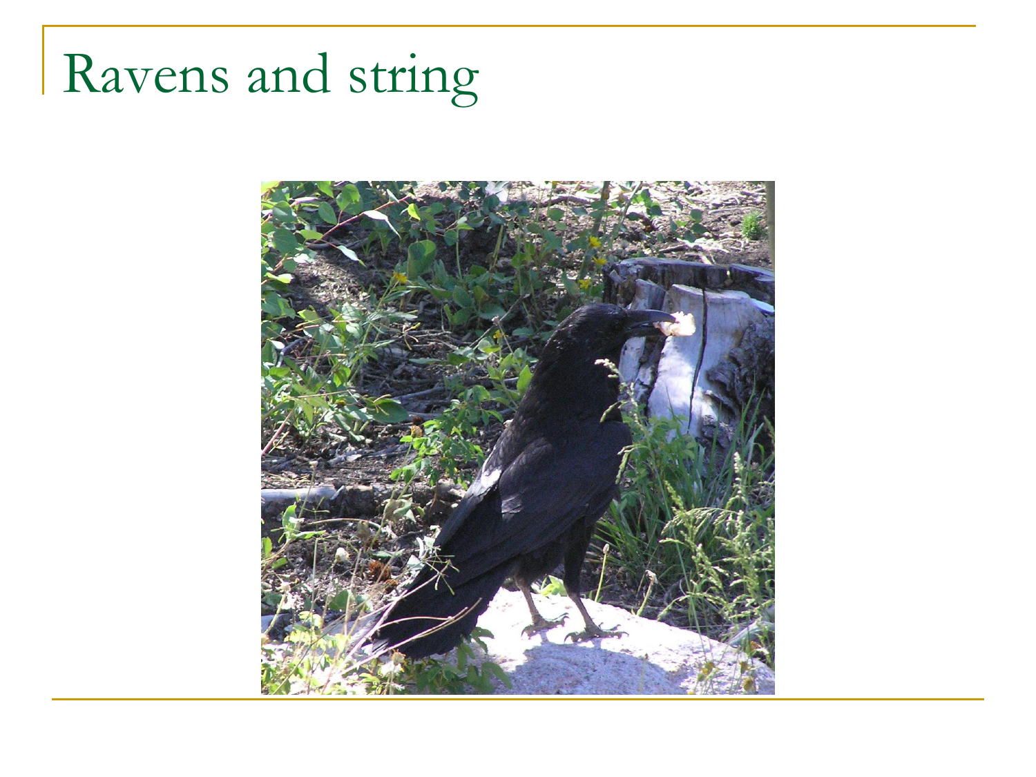# Ravens and string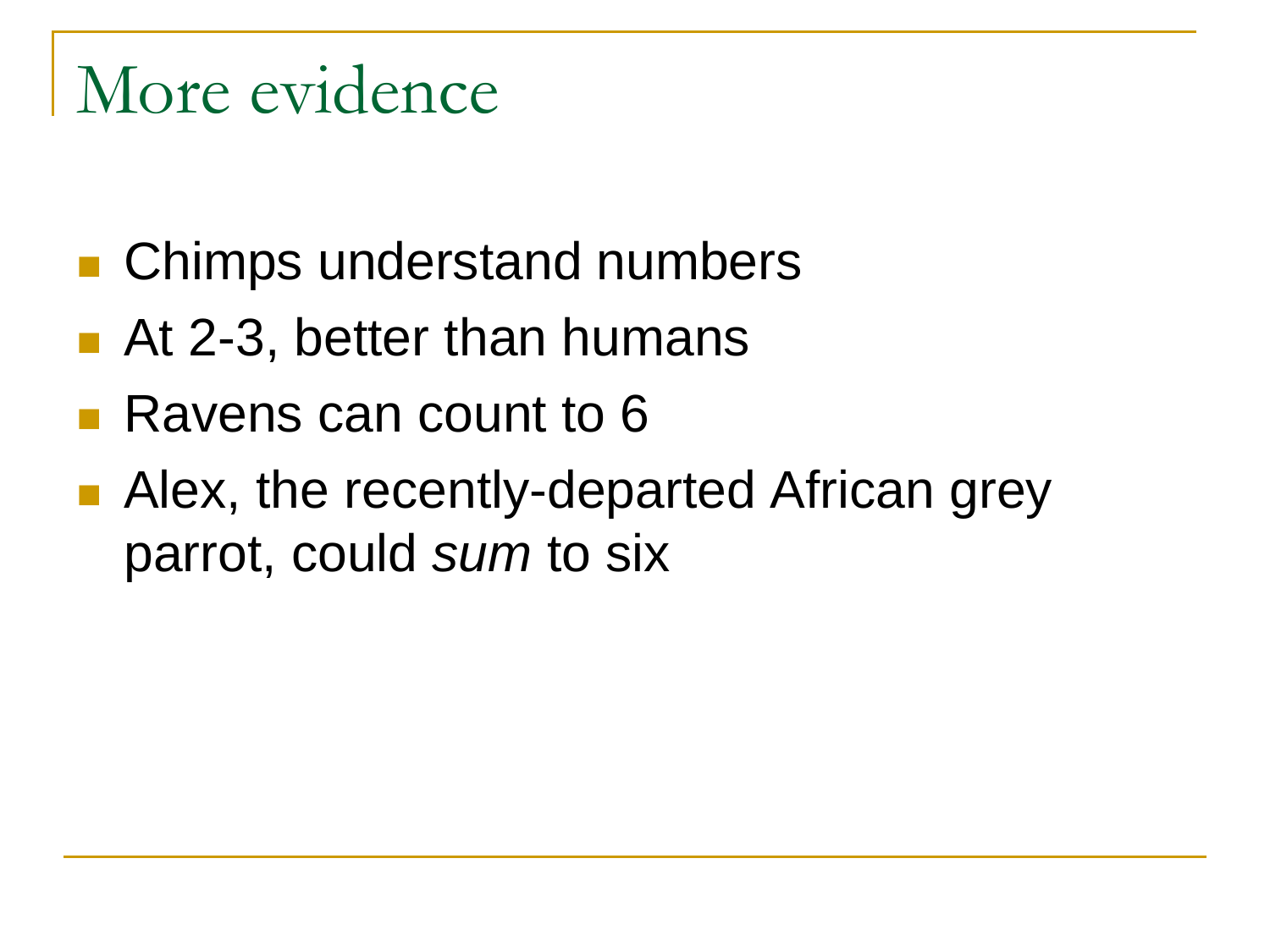# More evidence

- Chimps understand numbers
- At 2-3, better than humans
- Ravens can count to 6
- Alex, the recently-departed African grey parrot, could *sum* to six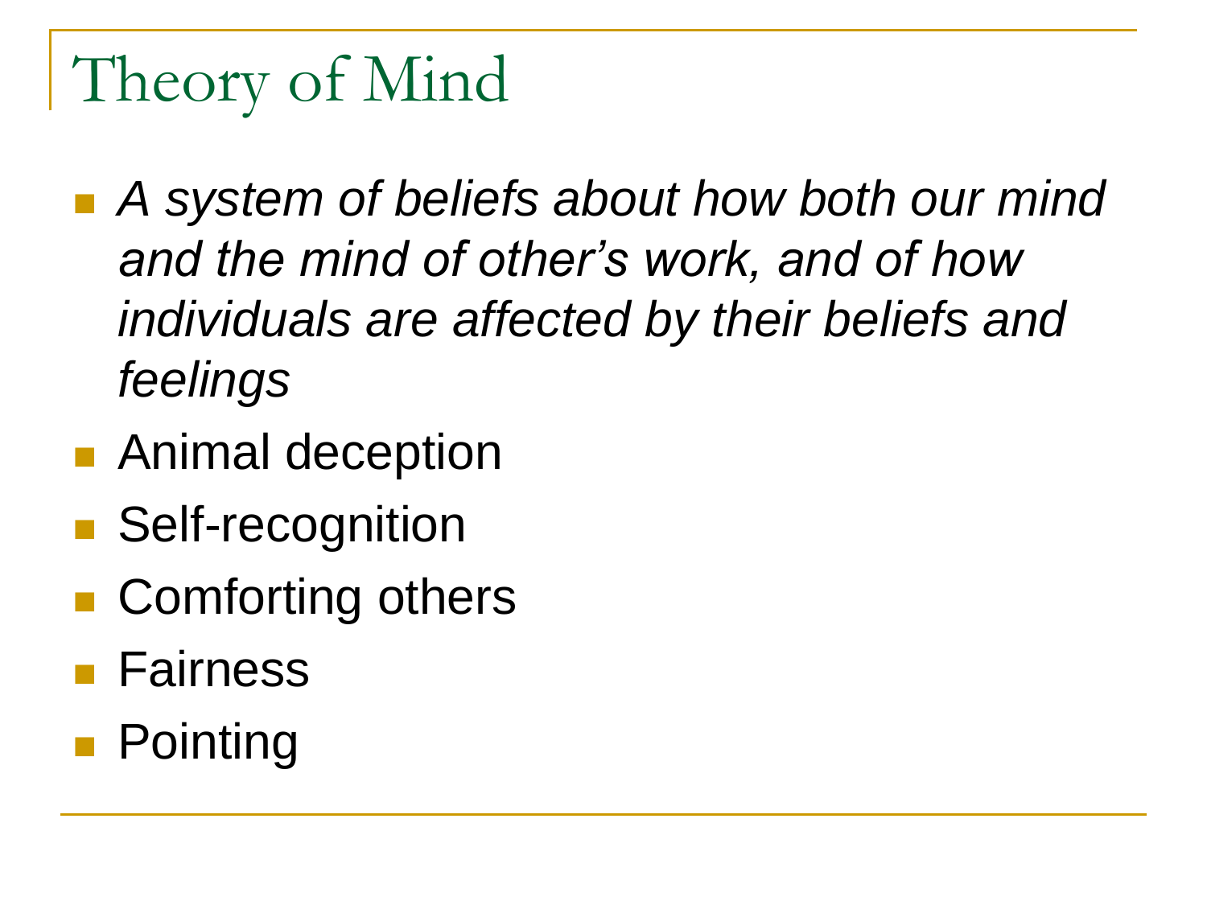# Theory of Mind

- *A system of beliefs about how both our mind and the mind of other's work, and of how individuals are affected by their beliefs and feelings*
- Animal deception
- Self-recognition
- Comforting others
- Fairness
- Pointing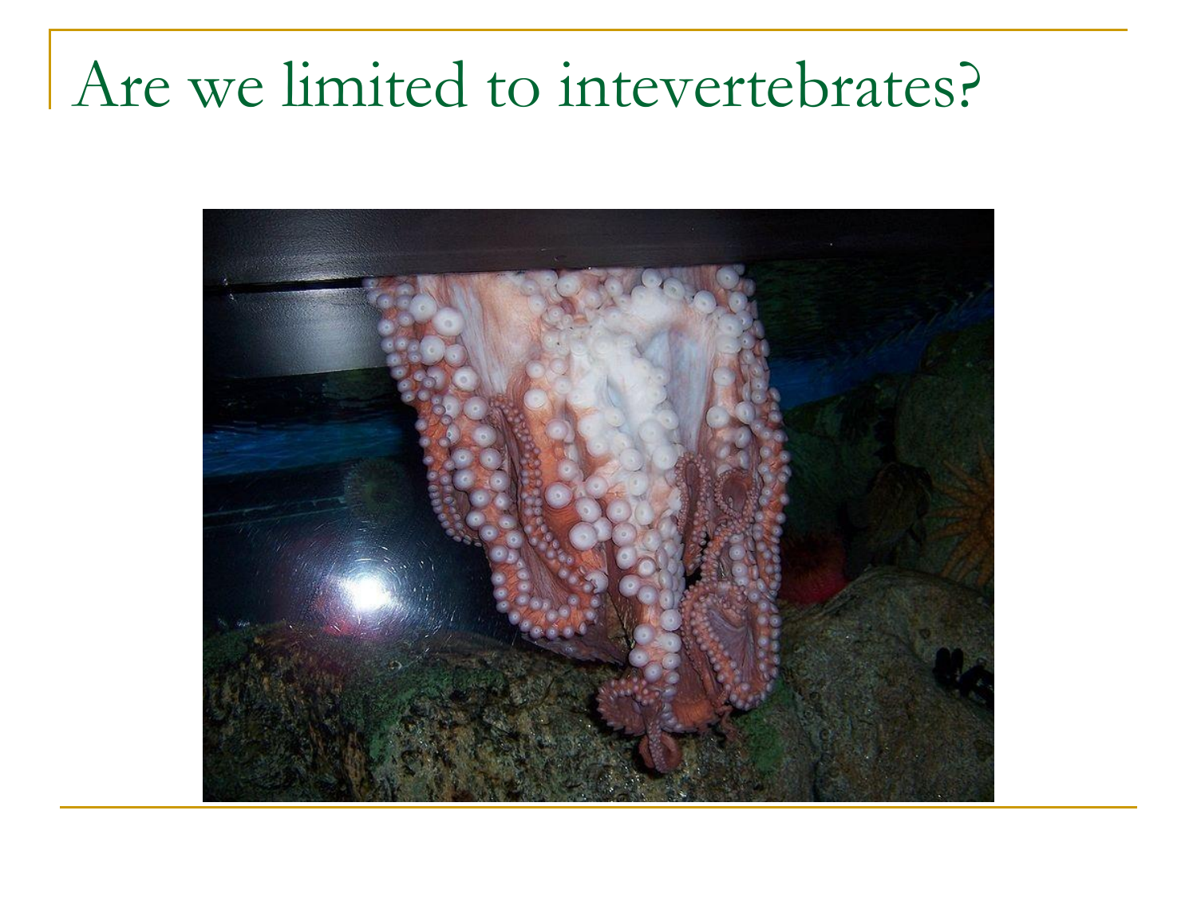# Are we limited to intevertebrates?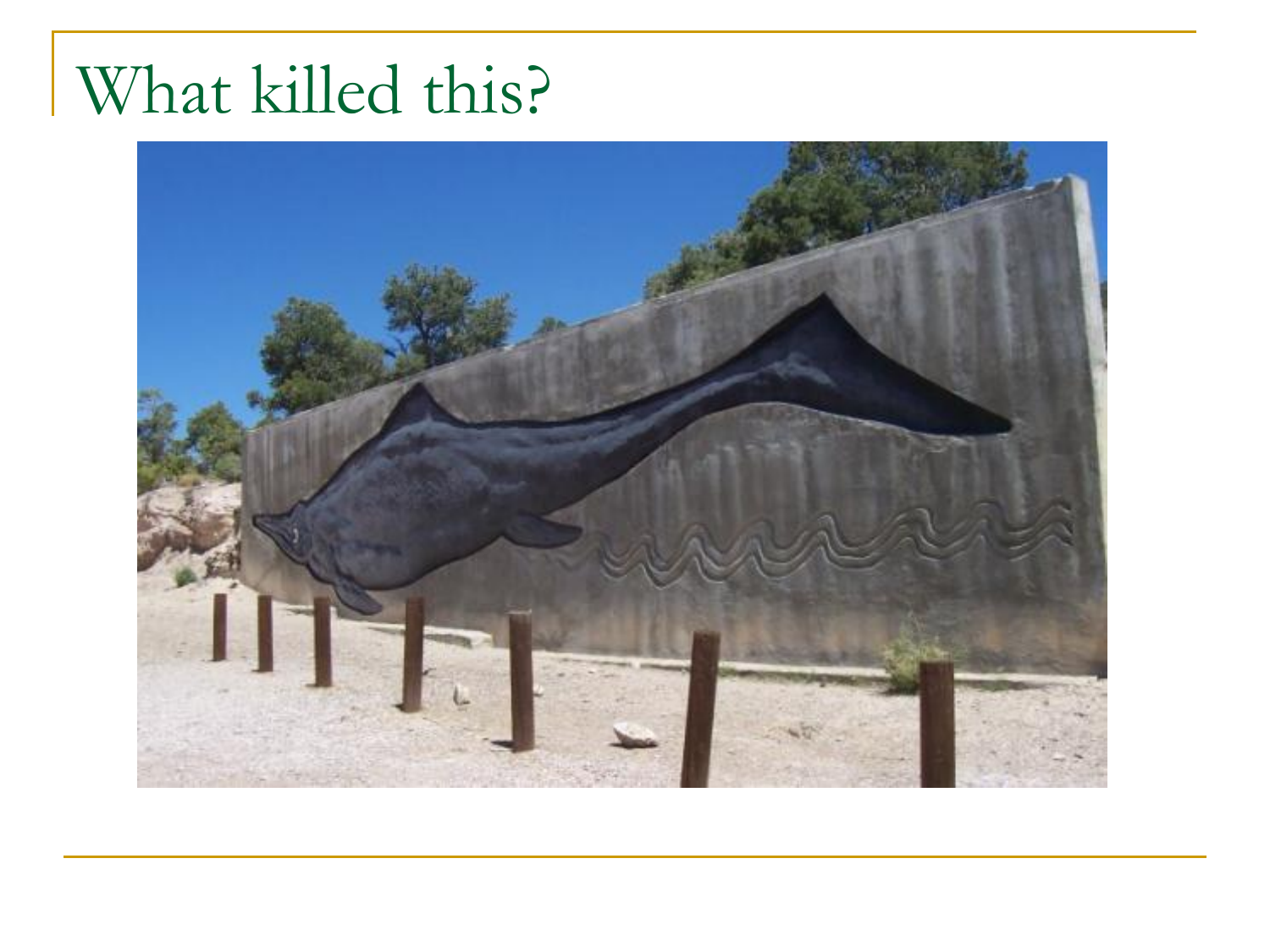# What killed this?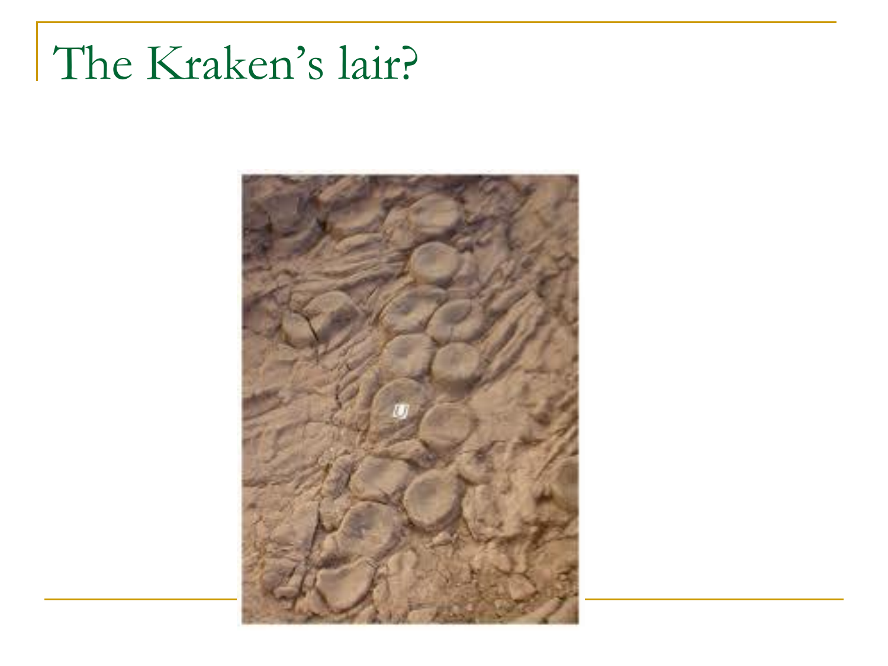# The Kraken's lair?